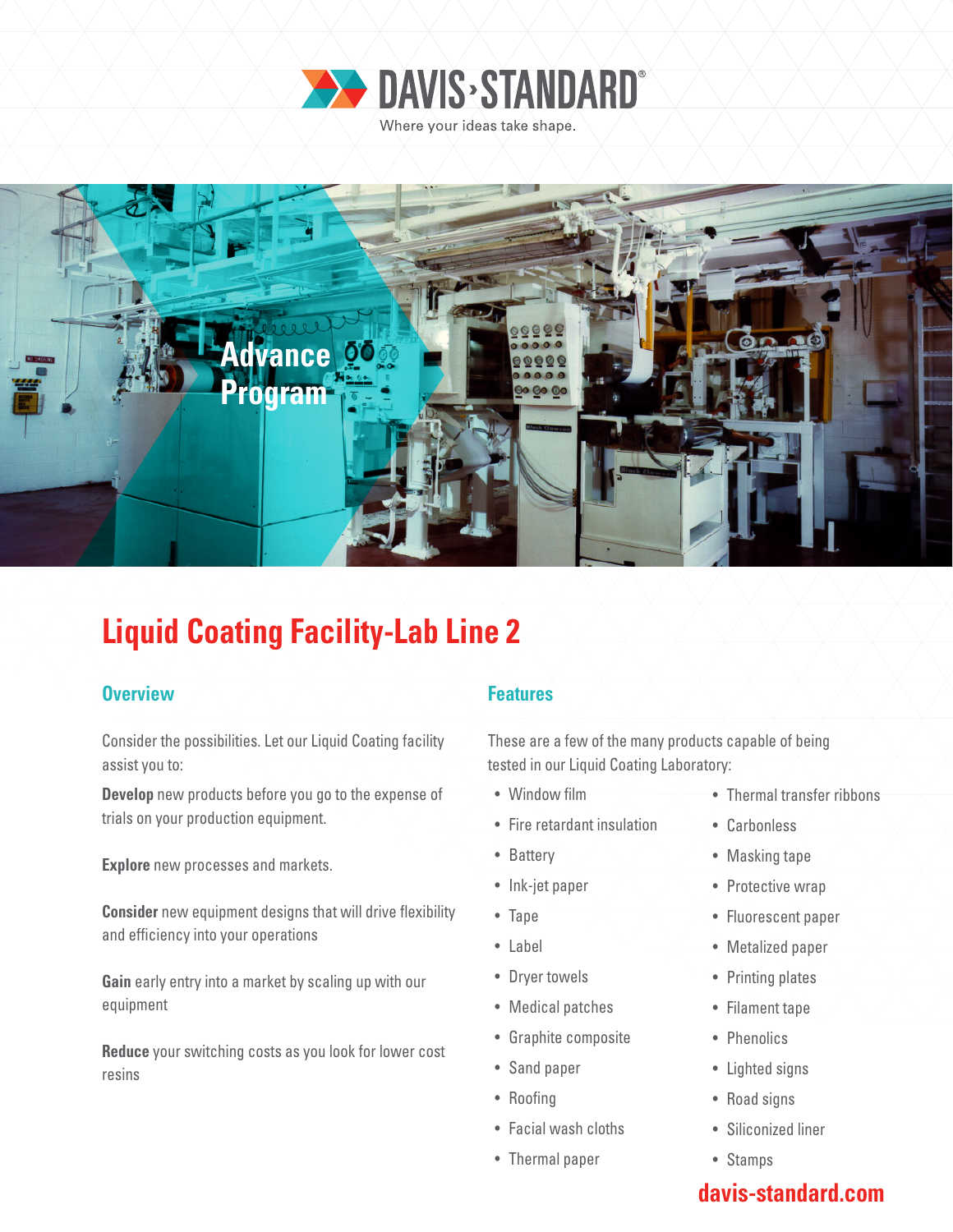DAVIS·STANDARD®

Where your ideas take shape.

Advance Program

# Liquid Coating Facility-Lab Line 2

## Overview

Consider the possibilities. Let our Liquid Coating facility assist you to:

**Develop** new products before you go to the expense of trials on your production equipment.

**Explore** new processes and markets.

**Consider** new equipment designs that will drive flexibility and efficiency into your operations

**Gain** early entry into a market by scaling up with our equipment

**Reduce** your switching costs as you look for lower cost resins

## Features

These are a few of the many products capable of being tested in our Liquid Coating Laboratory:

- Window film
- Fire retardant insulation
- Battery
- Ink-jet paper
- Tape
- Label
- Dryer towels
- Medical patches
- Graphite composite
- Sand paper
- Roofing
- Facial wash cloths
- Thermal paper
- Thermal transfer ribbons
- Carbonless
- Masking tape
- Protective wrap
- Fluorescent paper
- Metalized paper
- Printing plates
- Filament tape
- Phenolics
- Lighted signs
- Road signs
- Siliconized liner
- Stamps

davis-standard.com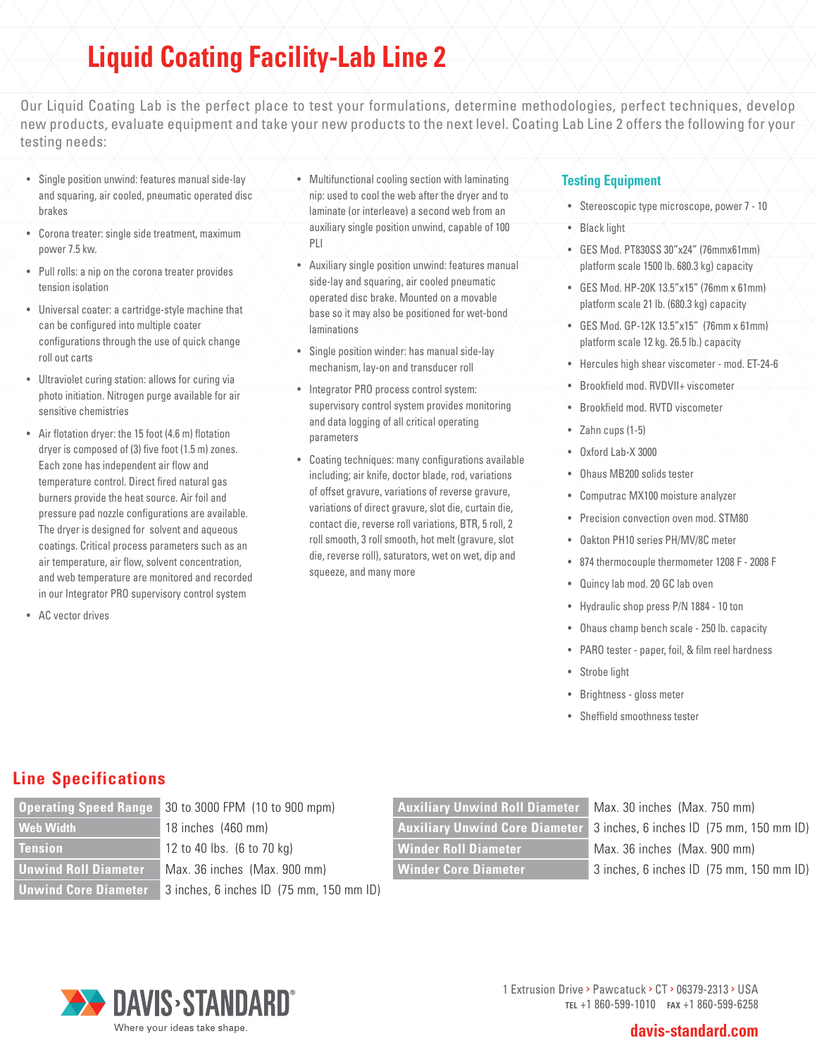# Liquid Coating Facility-Lab Line 2

Our Liquid Coating Lab is the perfect place to test your formulations, determine methodologies, perfect techniques, develop new products, evaluate equipment and take your new products to the next level. Coating Lab Line 2 offers the following for your testing needs:

- Single position unwind: features manual side-lay and squaring, air cooled, pneumatic operated disc brakes
- Corona treater: single side treatment, maximum power 7.5 kw.
- Pull rolls: a nip on the corona treater provides tension isolation
- Universal coater: a cartridge-style machine that can be configured into multiple coater configurations through the use of quick change roll out carts
- Ultraviolet curing station: allows for curing via photo initiation. Nitrogen purge available for air sensitive chemistries
- Air flotation dryer: the 15 foot (4.6 m) flotation dryer is composed of (3) five foot (1.5 m) zones. Each zone has independent air flow and temperature control. Direct fired natural gas burners provide the heat source. Air foil and pressure pad nozzle configurations are available. The dryer is designed for solvent and aqueous coatings. Critical process parameters such as an air temperature, air flow, solvent concentration, and web temperature are monitored and recorded in our Integrator PRO supervisory control system
- AC vector drives
- Multifunctional cooling section with laminating nip: used to cool the web after the dryer and to laminate (or interleave) a second web from an auxiliary single position unwind, capable of 100 PLI
- Auxiliary single position unwind: features manual side-lay and squaring, air cooled pneumatic operated disc brake. Mounted on a movable base so it may also be positioned for wet-bond laminations
- Single position winder: has manual side-lay mechanism, lay-on and transducer roll
- Integrator PRO process control system: supervisory control system provides monitoring and data logging of all critical operating parameters
- Coating techniques: many configurations available including; air knife, doctor blade, rod, variations of offset gravure, variations of reverse gravure, variations of direct gravure, slot die, curtain die, contact die, reverse roll variations, BTR, 5 roll, 2 roll smooth, 3 roll smooth, hot melt (gravure, slot die, reverse roll), saturators, wet on wet, dip and squeeze, and many more

## Testing Equipment

- Stereoscopic type microscope, power 7 - 10
- Black light
- GES Mod. PT830SS 30"x24" (76mmx61mm) platform scale 1500 lb. 680.3 kg) capacity
- GES Mod. HP-20K 13.5"x15" (76mm x 61mm) platform scale 21 lb. (680.3 kg) capacity
- GES Mod. GP-12K 13.5"x15" (76mm x 61mm) platform scale 12 kg. 26.5 lb.) capacity
- Hercules high shear viscometer - mod. ET-24-6
- Brookfield mod. RVDVII+ viscometer
- Brookfield mod. RVTD viscometer
- Zahn cups (1-5)
- Oxford Lab-X 3000
- Ohaus MB200 solids tester
- Computrac MX100 moisture analyzer
- Precision convection oven mod. STM80
- Oakton PH10 series PH/MV/8C meter
- 874 thermocouple thermometer 1208 F - 2008 F
- Quincy lab mod. 20 GC lab oven
- Hydraulic shop press P/N 1884 - 10 ton
- Ohaus champ bench scale - 250 lb. capacity
- PARO tester - paper, foil, & film reel hardness
- Strobe light
- Brightness - gloss meter
- Sheffield smoothness tester

## Line Specifications

| | |
|---|---|
| **Operating Speed Range** | 30 to 3000 FPM (10 to 900 mpm) |
| **Web Width** | 18 inches (460 mm) |
| **Tension** | 12 to 40 lbs. (6 to 70 kg) |
| **Unwind Roll Diameter** | Max. 36 inches (Max. 900 mm) |
| **Unwind Core Diameter** | 3 inches, 6 inches ID (75 mm, 150 mm ID) |
| **Auxiliary Unwind Roll Diameter** | Max. 30 inches (Max. 750 mm) |
| **Auxiliary Unwind Core Diameter** | 3 inches, 6 inches ID (75 mm, 150 mm ID) |
| **Winder Roll Diameter** | Max. 36 inches (Max. 900 mm) |
| **Winder Core Diameter** | 3 inches, 6 inches ID (75 mm, 150 mm ID) |

DAVIS-STANDARD®
Where your ideas take shape.

1 Extrusion Drive › Pawcatuck › CT › 06379-2313 › USA
TEL +1 860-599-1010 FAX +1 860-599-6258

davis-standard.com